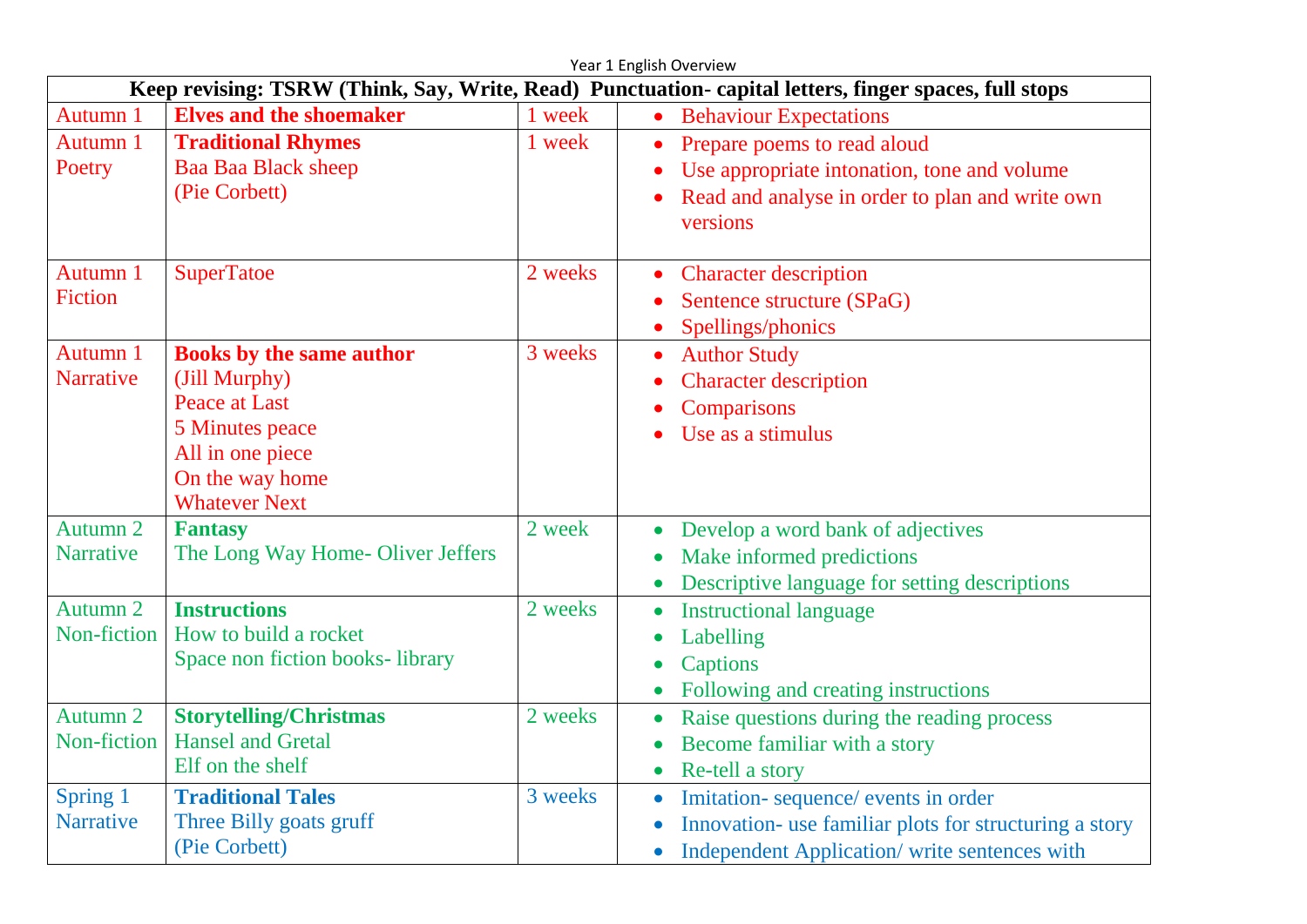Year 1 English Overview

| Keep revising: TSRW (Think, Say, Write, Read) Punctuation- capital letters, finger spaces, full stops | | | |
|---|---|---|---|
| Autumn 1 | **Elves and the shoemaker** | 1 week | • Behaviour Expectations |
| Autumn 1 Poetry | **Traditional Rhymes**<br>Baa Baa Black sheep<br>(Pie Corbett) | 1 week | • Prepare poems to read aloud<br>• Use appropriate intonation, tone and volume<br>• Read and analyse in order to plan and write own versions |
| Autumn 1 Fiction | SuperTatoe | 2 weeks | • Character description<br>• Sentence structure (SPaG)<br>• Spellings/phonics |
| Autumn 1 Narrative | **Books by the same author**<br>(Jill Murphy)<br>Peace at Last<br>5 Minutes peace<br>All in one piece<br>On the way home<br>Whatever Next | 3 weeks | • Author Study<br>• Character description<br>• Comparisons<br>• Use as a stimulus |
| Autumn 2 Narrative | **Fantasy**<br>The Long Way Home- Oliver Jeffers | 2 week | • Develop a word bank of adjectives<br>• Make informed predictions<br>• Descriptive language for setting descriptions |
| Autumn 2 Non-fiction | **Instructions**<br>How to build a rocket<br>Space non fiction books- library | 2 weeks | • Instructional language<br>• Labelling<br>• Captions<br>• Following and creating instructions |
| Autumn 2 Non-fiction | **Storytelling/Christmas**<br>Hansel and Gretal<br>Elf on the shelf | 2 weeks | • Raise questions during the reading process<br>• Become familiar with a story<br>• Re-tell a story |
| Spring 1 Narrative | **Traditional Tales**<br>Three Billy goats gruff<br>(Pie Corbett) | 3 weeks | • Imitation- sequence/ events in order<br>• Innovation- use familiar plots for structuring a story<br>• Independent Application/ write sentences with |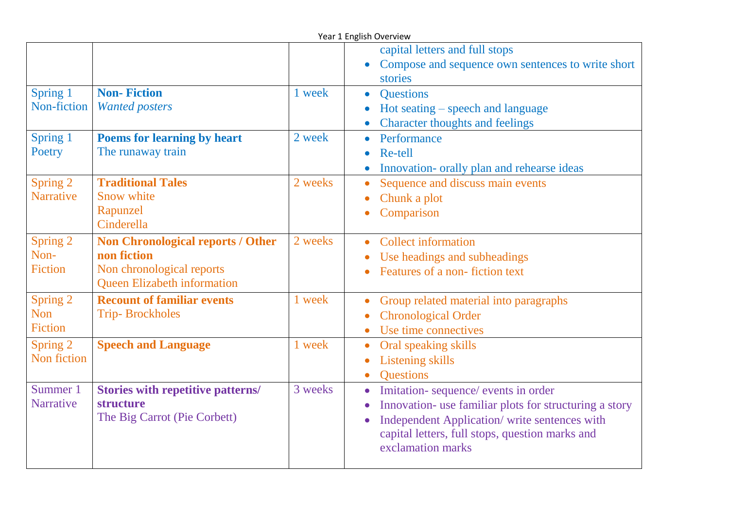| | | | |
|---|---|---|---|
| | | | capital letters and full stops<br>• Compose and sequence own sentences to write short stories |
| Spring 1 Non-fiction | **Non- Fiction**<br>*Wanted posters* | 1 week | • Questions<br>• Hot seating – speech and language<br>• Character thoughts and feelings |
| Spring 1 Poetry | **Poems for learning by heart**<br>The runaway train | 2 week | • Performance<br>• Re-tell<br>• Innovation- orally plan and rehearse ideas |
| Spring 2 Narrative | **Traditional Tales**<br>Snow white<br>Rapunzel<br>Cinderella | 2 weeks | • Sequence and discuss main events<br>• Chunk a plot<br>• Comparison |
| Spring 2 Non-Fiction | **Non Chronological reports / Other non fiction**<br>Non chronological reports<br>Queen Elizabeth information | 2 weeks | • Collect information<br>• Use headings and subheadings<br>• Features of a non- fiction text |
| Spring 2 Non Fiction | **Recount of familiar events**<br>Trip- Brockholes | 1 week | • Group related material into paragraphs<br>• Chronological Order<br>• Use time connectives |
| Spring 2 Non fiction | **Speech and Language** | 1 week | • Oral speaking skills<br>• Listening skills<br>• Questions |
| Summer 1 Narrative | **Stories with repetitive patterns/ structure**<br>The Big Carrot (Pie Corbett) | 3 weeks | • Imitation- sequence/ events in order<br>• Innovation- use familiar plots for structuring a story<br>• Independent Application/ write sentences with capital letters, full stops, question marks and exclamation marks |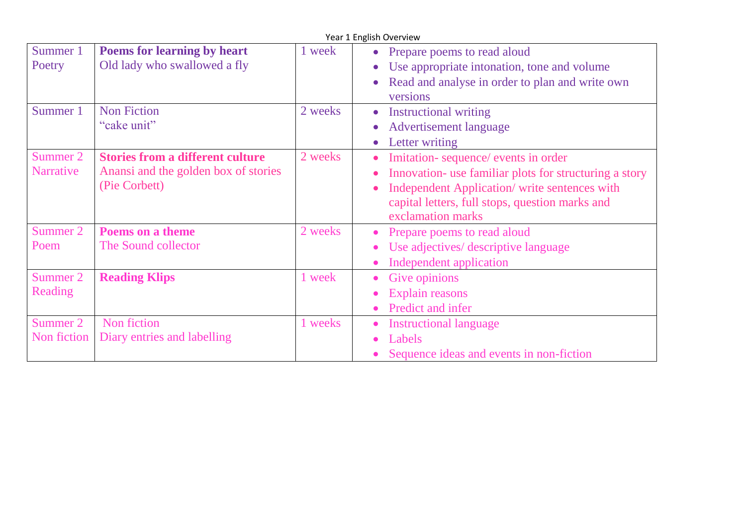Year 1 English Overview

| | | | |
|---|---|---|---|
| Summer 1 Poetry | **Poems for learning by heart** Old lady who swallowed a fly | 1 week | • Prepare poems to read aloud<br>• Use appropriate intonation, tone and volume<br>• Read and analyse in order to plan and write own versions |
| Summer 1 | Non Fiction “cake unit” | 2 weeks | • Instructional writing<br>• Advertisement language<br>• Letter writing |
| Summer 2 Narrative | **Stories from a different culture** Anansi and the golden box of stories (Pie Corbett) | 2 weeks | • Imitation- sequence/ events in order<br>• Innovation- use familiar plots for structuring a story<br>• Independent Application/ write sentences with capital letters, full stops, question marks and exclamation marks |
| Summer 2 Poem | **Poems on a theme** The Sound collector | 2 weeks | • Prepare poems to read aloud<br>• Use adjectives/ descriptive language<br>• Independent application |
| Summer 2 Reading | **Reading Klips** | 1 week | • Give opinions<br>• Explain reasons<br>• Predict and infer |
| Summer 2 Non fiction | Non fiction Diary entries and labelling | 1 weeks | • Instructional language<br>• Labels<br>• Sequence ideas and events in non-fiction |